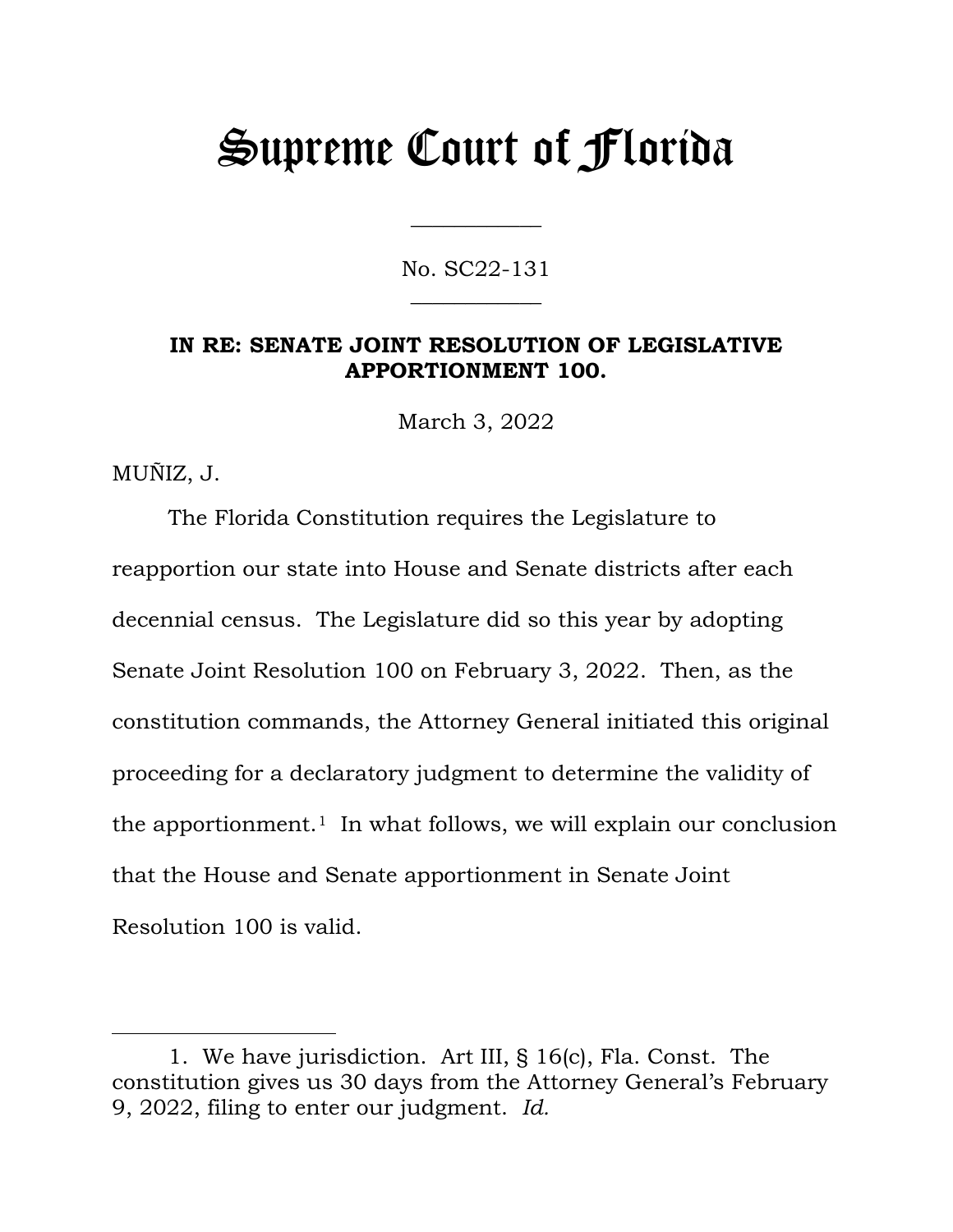# Supreme Court of Florida

No. SC22-131

**IN RE: SENATE JOINT RESOLUTION OF LEGISLATIVE APPORTIONMENT 100.**

March 3, 2022

MUÑIZ, J.

The Florida Constitution requires the Legislature to reapportion our state into House and Senate districts after each decennial census. The Legislature did so this year by adopting Senate Joint Resolution 100 on February 3, 2022. Then, as the constitution commands, the Attorney General initiated this original proceeding for a declaratory judgment to determine the validity of the apportionment.[1] In what follows, we will explain our conclusion that the House and Senate apportionment in Senate Joint Resolution 100 is valid.

---

1. We have jurisdiction. Art III, § 16(c), Fla. Const. The constitution gives us 30 days from the Attorney General's February 9, 2022, filing to enter our judgment. *Id.*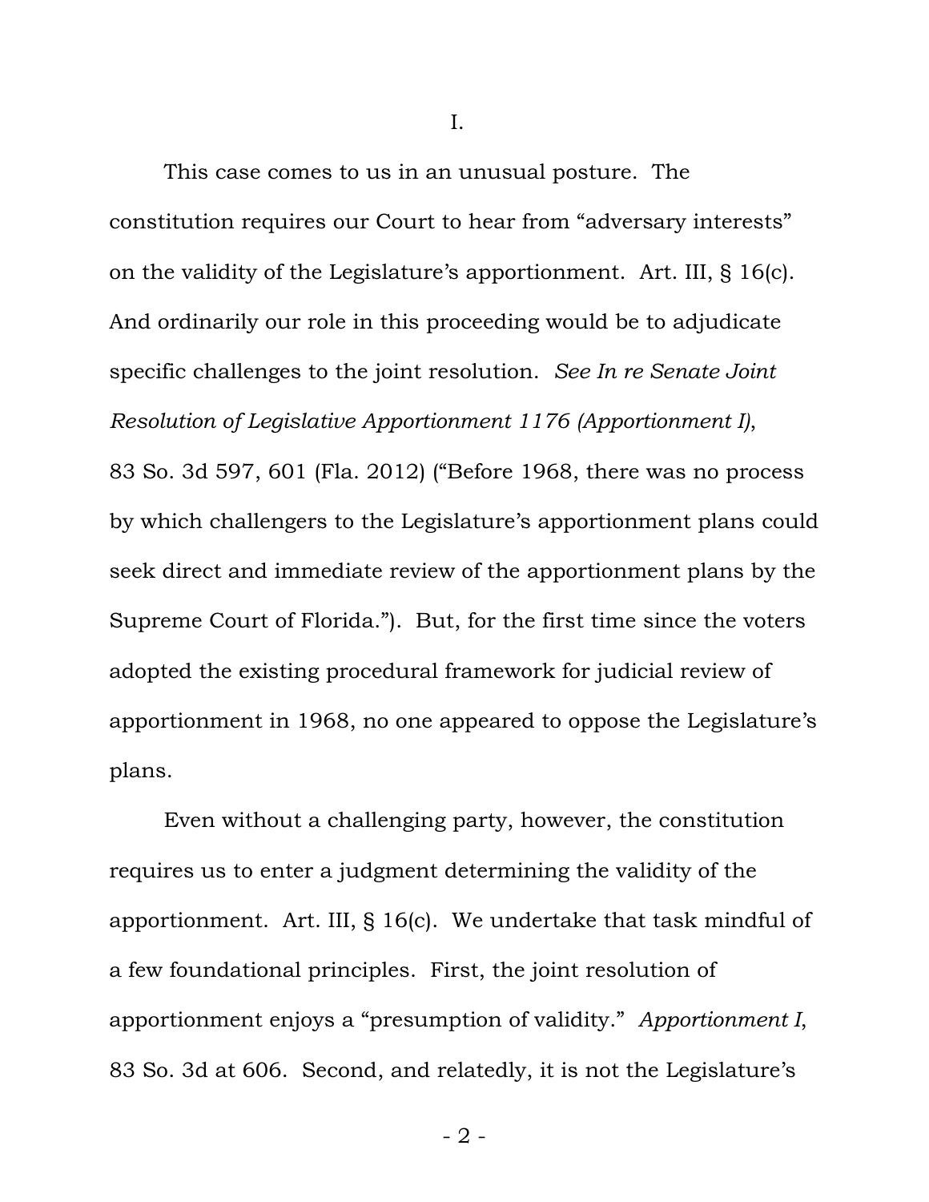I.

This case comes to us in an unusual posture. The constitution requires our Court to hear from "adversary interests" on the validity of the Legislature's apportionment. Art. III, § 16(c). And ordinarily our role in this proceeding would be to adjudicate specific challenges to the joint resolution. *See In re Senate Joint Resolution of Legislative Apportionment 1176 (Apportionment I)*, 83 So. 3d 597, 601 (Fla. 2012) ("Before 1968, there was no process by which challengers to the Legislature's apportionment plans could seek direct and immediate review of the apportionment plans by the Supreme Court of Florida."). But, for the first time since the voters adopted the existing procedural framework for judicial review of apportionment in 1968, no one appeared to oppose the Legislature's plans.

Even without a challenging party, however, the constitution requires us to enter a judgment determining the validity of the apportionment. Art. III, § 16(c). We undertake that task mindful of a few foundational principles. First, the joint resolution of apportionment enjoys a "presumption of validity." *Apportionment I*, 83 So. 3d at 606. Second, and relatedly, it is not the Legislature's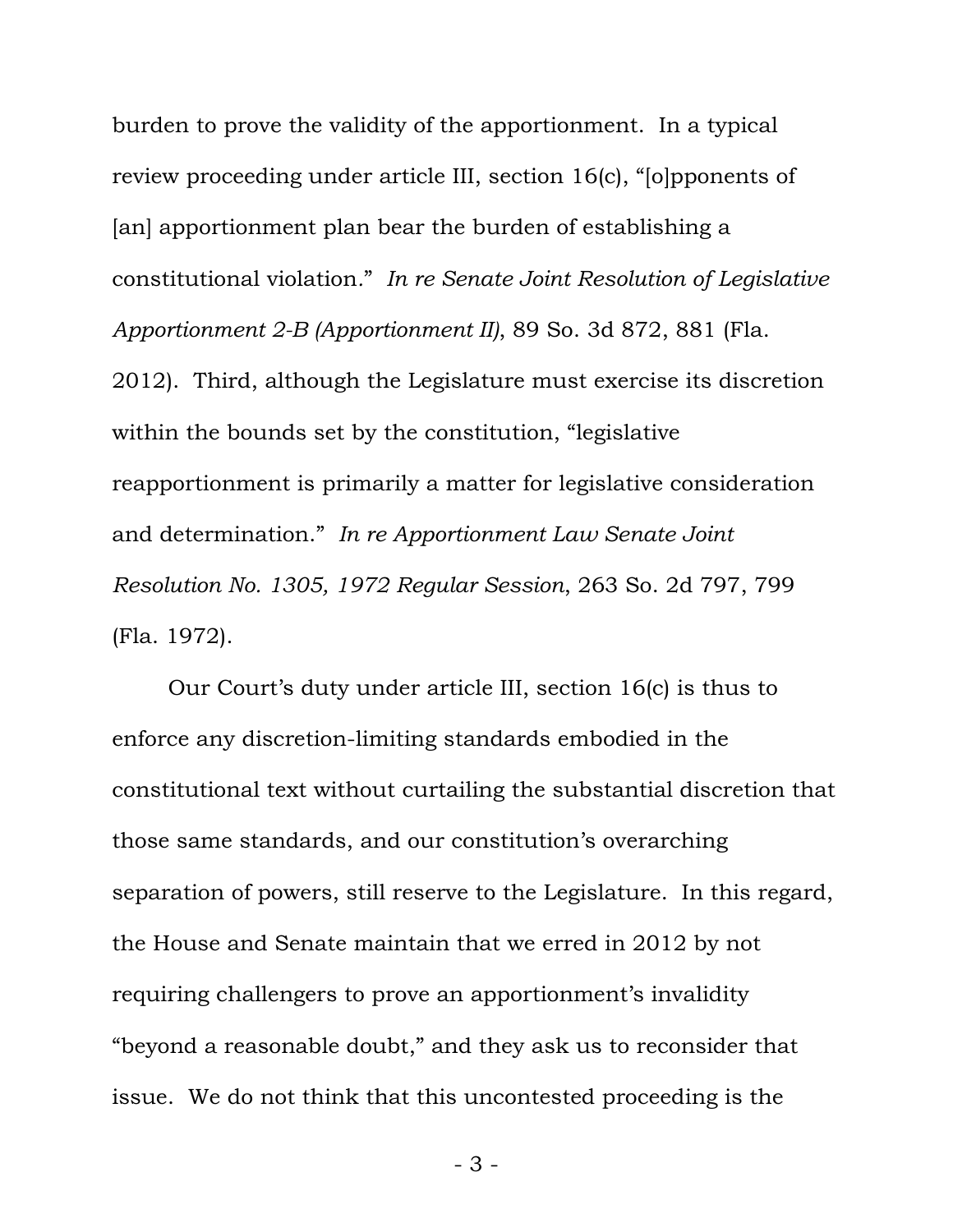burden to prove the validity of the apportionment. In a typical review proceeding under article III, section 16(c), "[o]pponents of [an] apportionment plan bear the burden of establishing a constitutional violation." *In re Senate Joint Resolution of Legislative Apportionment 2-B (Apportionment II)*, 89 So. 3d 872, 881 (Fla. 2012). Third, although the Legislature must exercise its discretion within the bounds set by the constitution, "legislative reapportionment is primarily a matter for legislative consideration and determination." *In re Apportionment Law Senate Joint Resolution No. 1305, 1972 Regular Session*, 263 So. 2d 797, 799 (Fla. 1972).

Our Court's duty under article III, section 16(c) is thus to enforce any discretion-limiting standards embodied in the constitutional text without curtailing the substantial discretion that those same standards, and our constitution's overarching separation of powers, still reserve to the Legislature. In this regard, the House and Senate maintain that we erred in 2012 by not requiring challengers to prove an apportionment's invalidity "beyond a reasonable doubt," and they ask us to reconsider that issue. We do not think that this uncontested proceeding is the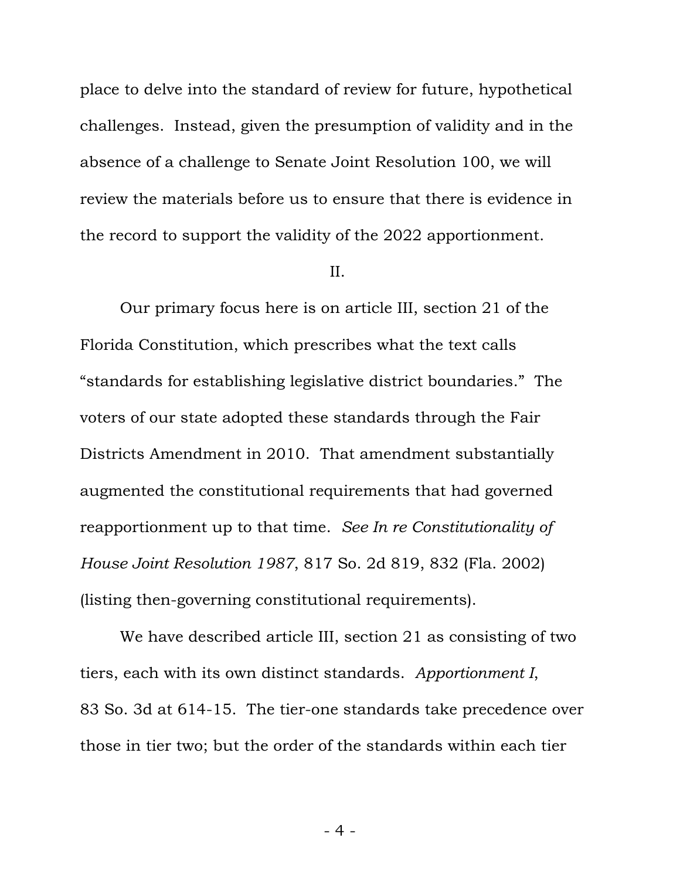place to delve into the standard of review for future, hypothetical challenges. Instead, given the presumption of validity and in the absence of a challenge to Senate Joint Resolution 100, we will review the materials before us to ensure that there is evidence in the record to support the validity of the 2022 apportionment.

## II.

Our primary focus here is on article III, section 21 of the Florida Constitution, which prescribes what the text calls "standards for establishing legislative district boundaries." The voters of our state adopted these standards through the Fair Districts Amendment in 2010. That amendment substantially augmented the constitutional requirements that had governed reapportionment up to that time. *See In re Constitutionality of House Joint Resolution 1987*, 817 So. 2d 819, 832 (Fla. 2002) (listing then-governing constitutional requirements).

We have described article III, section 21 as consisting of two tiers, each with its own distinct standards. *Apportionment I*, 83 So. 3d at 614-15. The tier-one standards take precedence over those in tier two; but the order of the standards within each tier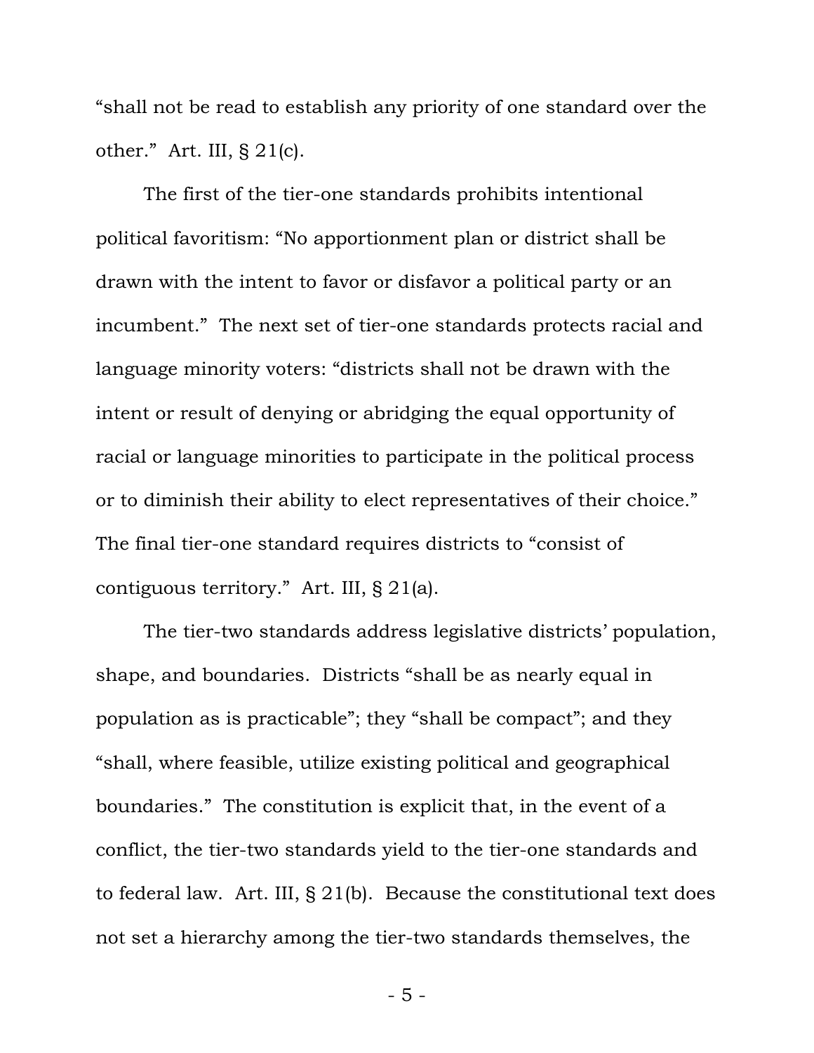"shall not be read to establish any priority of one standard over the other." Art. III, § 21(c).

The first of the tier-one standards prohibits intentional political favoritism: "No apportionment plan or district shall be drawn with the intent to favor or disfavor a political party or an incumbent." The next set of tier-one standards protects racial and language minority voters: "districts shall not be drawn with the intent or result of denying or abridging the equal opportunity of racial or language minorities to participate in the political process or to diminish their ability to elect representatives of their choice." The final tier-one standard requires districts to "consist of contiguous territory." Art. III, § 21(a).

The tier-two standards address legislative districts' population, shape, and boundaries. Districts "shall be as nearly equal in population as is practicable"; they "shall be compact"; and they "shall, where feasible, utilize existing political and geographical boundaries." The constitution is explicit that, in the event of a conflict, the tier-two standards yield to the tier-one standards and to federal law. Art. III, § 21(b). Because the constitutional text does not set a hierarchy among the tier-two standards themselves, the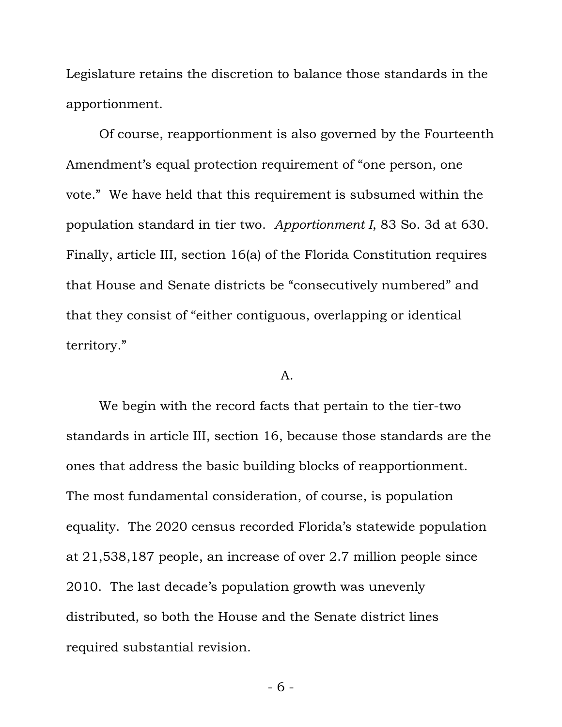Legislature retains the discretion to balance those standards in the apportionment.

Of course, reapportionment is also governed by the Fourteenth Amendment's equal protection requirement of "one person, one vote." We have held that this requirement is subsumed within the population standard in tier two. *Apportionment I*, 83 So. 3d at 630. Finally, article III, section 16(a) of the Florida Constitution requires that House and Senate districts be "consecutively numbered" and that they consist of "either contiguous, overlapping or identical territory."

A.

We begin with the record facts that pertain to the tier-two standards in article III, section 16, because those standards are the ones that address the basic building blocks of reapportionment. The most fundamental consideration, of course, is population equality. The 2020 census recorded Florida's statewide population at 21,538,187 people, an increase of over 2.7 million people since 2010. The last decade's population growth was unevenly distributed, so both the House and the Senate district lines required substantial revision.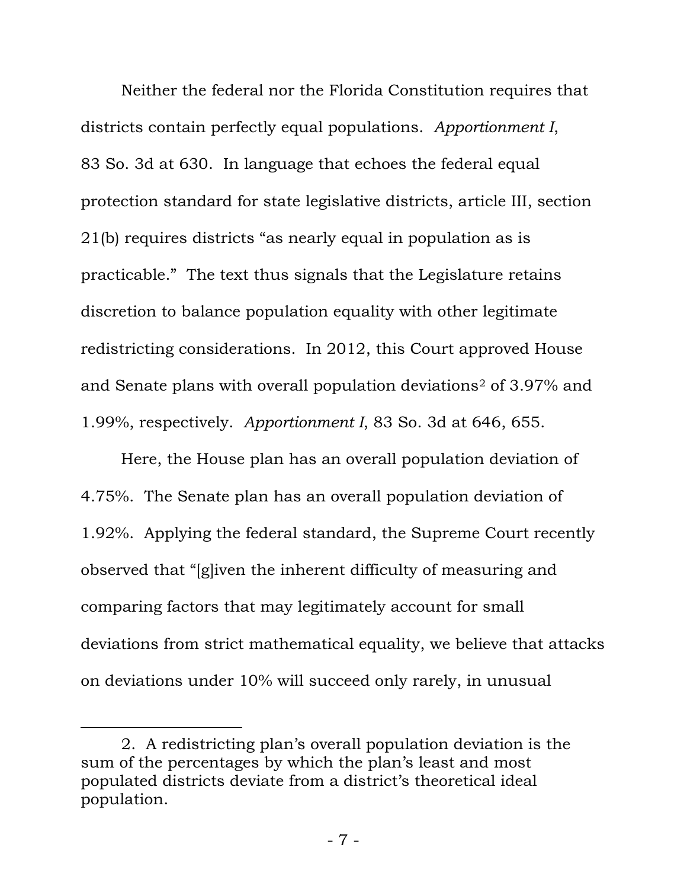Neither the federal nor the Florida Constitution requires that districts contain perfectly equal populations. *Apportionment I*, 83 So. 3d at 630. In language that echoes the federal equal protection standard for state legislative districts, article III, section 21(b) requires districts "as nearly equal in population as is practicable." The text thus signals that the Legislature retains discretion to balance population equality with other legitimate redistricting considerations. In 2012, this Court approved House and Senate plans with overall population deviations[2] of 3.97% and 1.99%, respectively. *Apportionment I*, 83 So. 3d at 646, 655.

Here, the House plan has an overall population deviation of 4.75%. The Senate plan has an overall population deviation of 1.92%. Applying the federal standard, the Supreme Court recently observed that "[g]iven the inherent difficulty of measuring and comparing factors that may legitimately account for small deviations from strict mathematical equality, we believe that attacks on deviations under 10% will succeed only rarely, in unusual

---

2. A redistricting plan's overall population deviation is the sum of the percentages by which the plan's least and most populated districts deviate from a district's theoretical ideal population.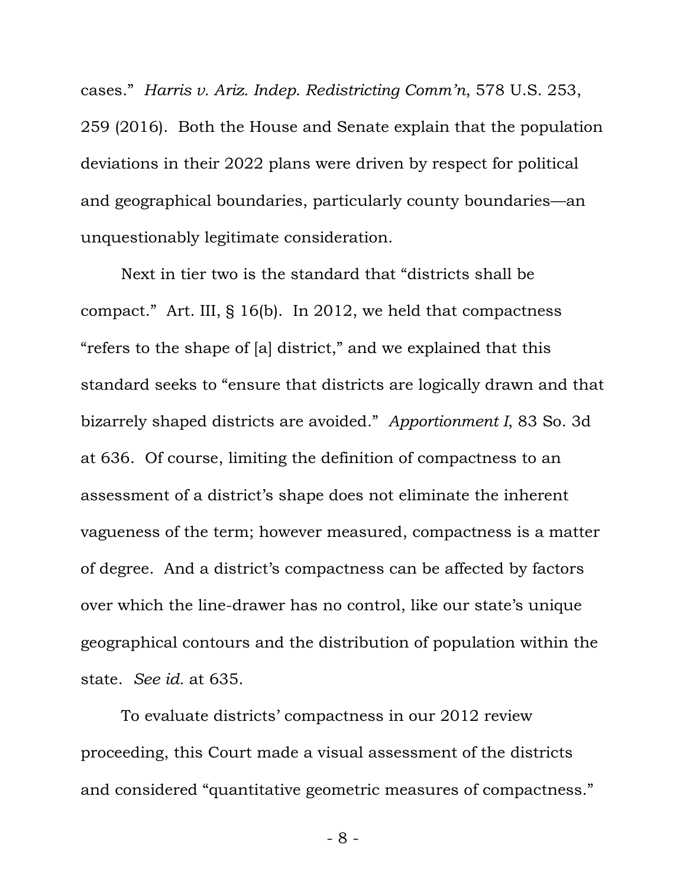cases." *Harris v. Ariz. Indep. Redistricting Comm'n*, 578 U.S. 253, 259 (2016). Both the House and Senate explain that the population deviations in their 2022 plans were driven by respect for political and geographical boundaries, particularly county boundaries—an unquestionably legitimate consideration.

Next in tier two is the standard that "districts shall be compact." Art. III, § 16(b). In 2012, we held that compactness "refers to the shape of [a] district," and we explained that this standard seeks to "ensure that districts are logically drawn and that bizarrely shaped districts are avoided." *Apportionment I*, 83 So. 3d at 636. Of course, limiting the definition of compactness to an assessment of a district's shape does not eliminate the inherent vagueness of the term; however measured, compactness is a matter of degree. And a district's compactness can be affected by factors over which the line-drawer has no control, like our state's unique geographical contours and the distribution of population within the state. *See id.* at 635.

To evaluate districts' compactness in our 2012 review proceeding, this Court made a visual assessment of the districts and considered "quantitative geometric measures of compactness."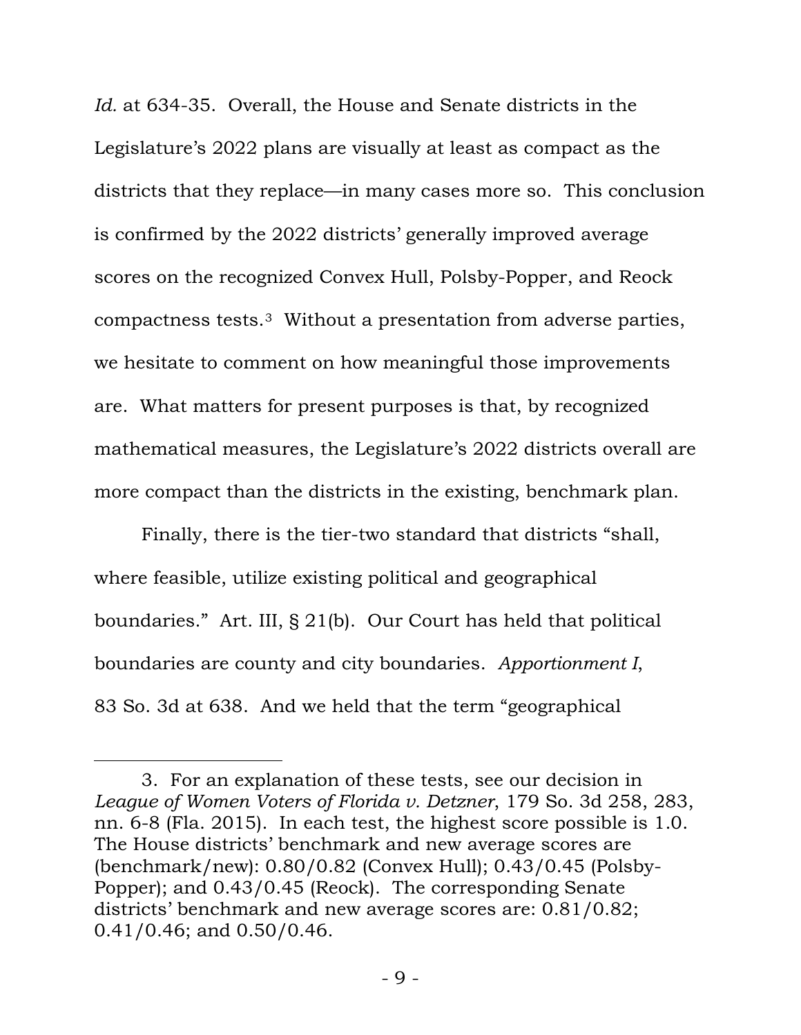*Id.* at 634-35. Overall, the House and Senate districts in the Legislature's 2022 plans are visually at least as compact as the districts that they replace—in many cases more so. This conclusion is confirmed by the 2022 districts' generally improved average scores on the recognized Convex Hull, Polsby-Popper, and Reock compactness tests.[3] Without a presentation from adverse parties, we hesitate to comment on how meaningful those improvements are. What matters for present purposes is that, by recognized mathematical measures, the Legislature's 2022 districts overall are more compact than the districts in the existing, benchmark plan.

Finally, there is the tier-two standard that districts "shall, where feasible, utilize existing political and geographical boundaries." Art. III, § 21(b). Our Court has held that political boundaries are county and city boundaries. *Apportionment I*, 83 So. 3d at 638. And we held that the term "geographical

---

3. For an explanation of these tests, see our decision in *League of Women Voters of Florida v. Detzner*, 179 So. 3d 258, 283, nn. 6-8 (Fla. 2015). In each test, the highest score possible is 1.0. The House districts' benchmark and new average scores are (benchmark/new): 0.80/0.82 (Convex Hull); 0.43/0.45 (Polsby-Popper); and 0.43/0.45 (Reock). The corresponding Senate districts' benchmark and new average scores are: 0.81/0.82; 0.41/0.46; and 0.50/0.46.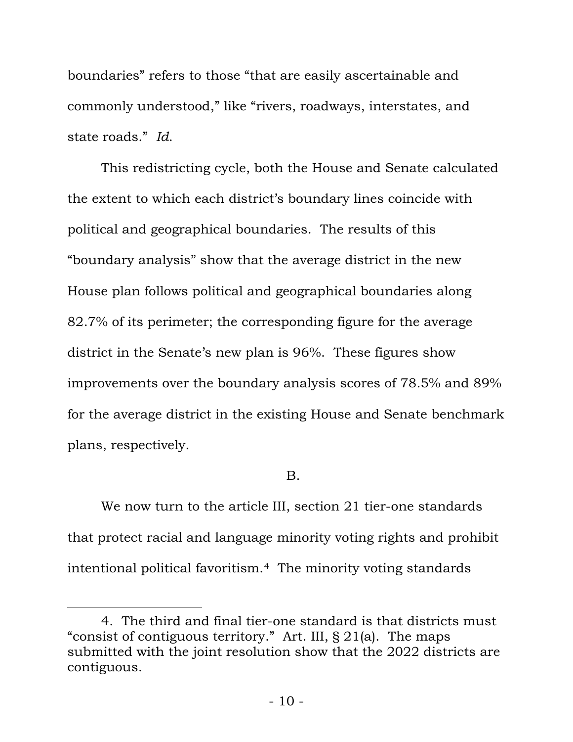boundaries" refers to those "that are easily ascertainable and commonly understood," like "rivers, roadways, interstates, and state roads." *Id.*

This redistricting cycle, both the House and Senate calculated the extent to which each district's boundary lines coincide with political and geographical boundaries. The results of this "boundary analysis" show that the average district in the new House plan follows political and geographical boundaries along 82.7% of its perimeter; the corresponding figure for the average district in the Senate's new plan is 96%. These figures show improvements over the boundary analysis scores of 78.5% and 89% for the average district in the existing House and Senate benchmark plans, respectively.

B.

We now turn to the article III, section 21 tier-one standards that protect racial and language minority voting rights and prohibit intentional political favoritism.[4] The minority voting standards

---

4. The third and final tier-one standard is that districts must "consist of contiguous territory." Art. III, § 21(a). The maps submitted with the joint resolution show that the 2022 districts are contiguous.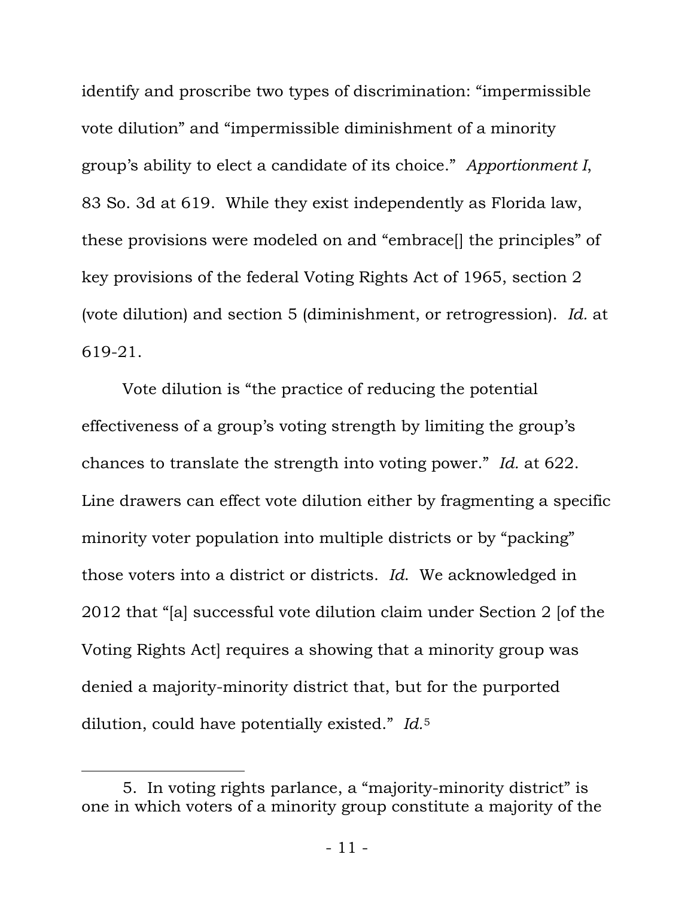identify and proscribe two types of discrimination: "impermissible vote dilution" and "impermissible diminishment of a minority group's ability to elect a candidate of its choice." *Apportionment I*, 83 So. 3d at 619. While they exist independently as Florida law, these provisions were modeled on and "embrace[] the principles" of key provisions of the federal Voting Rights Act of 1965, section 2 (vote dilution) and section 5 (diminishment, or retrogression). *Id.* at 619-21.

Vote dilution is "the practice of reducing the potential effectiveness of a group's voting strength by limiting the group's chances to translate the strength into voting power." *Id.* at 622. Line drawers can effect vote dilution either by fragmenting a specific minority voter population into multiple districts or by "packing" those voters into a district or districts. *Id.* We acknowledged in 2012 that "[a] successful vote dilution claim under Section 2 [of the Voting Rights Act] requires a showing that a minority group was denied a majority-minority district that, but for the purported dilution, could have potentially existed." *Id.*[5]

---

5. In voting rights parlance, a "majority-minority district" is one in which voters of a minority group constitute a majority of the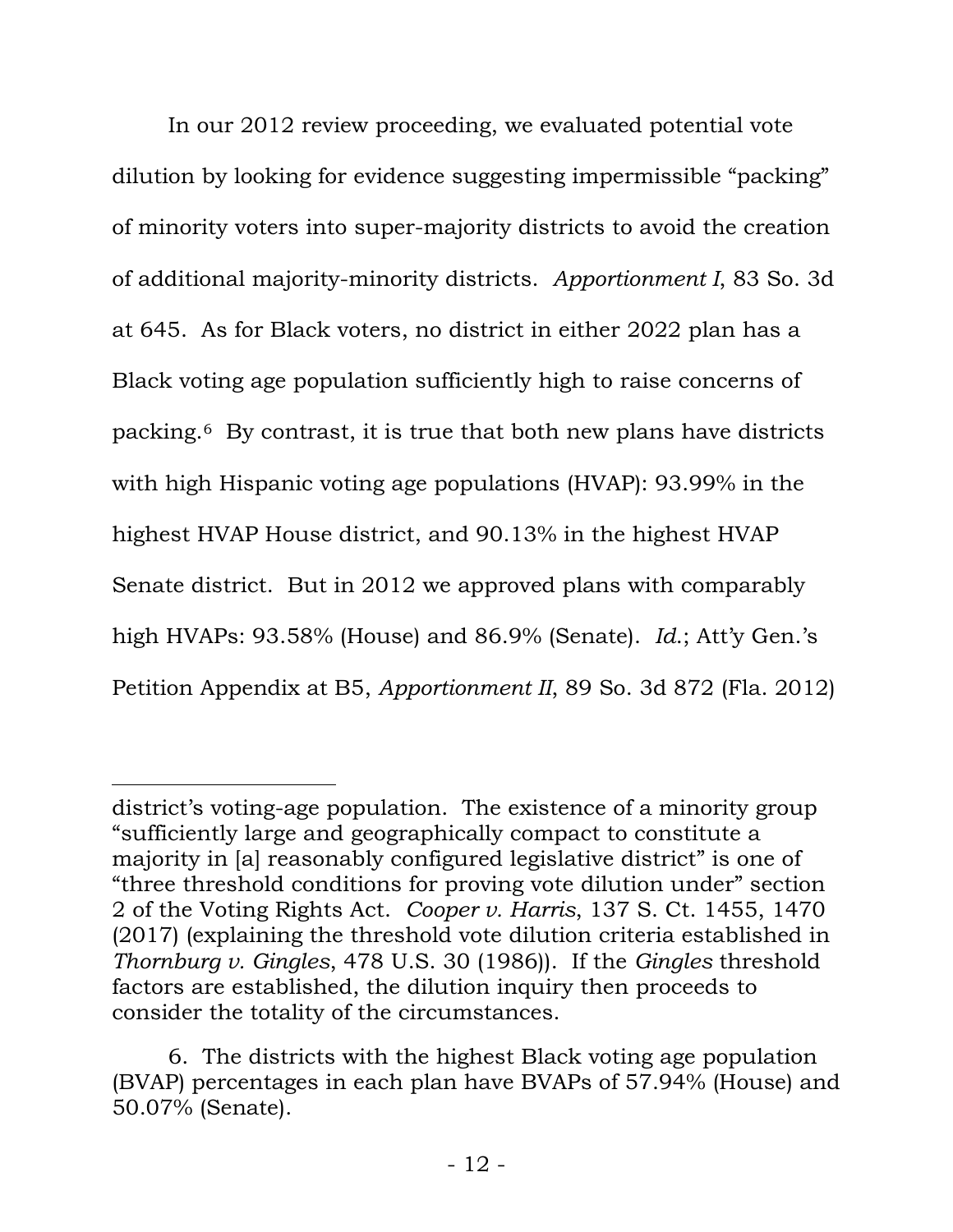In our 2012 review proceeding, we evaluated potential vote dilution by looking for evidence suggesting impermissible "packing" of minority voters into super-majority districts to avoid the creation of additional majority-minority districts. *Apportionment I*, 83 So. 3d at 645. As for Black voters, no district in either 2022 plan has a Black voting age population sufficiently high to raise concerns of packing.[6] By contrast, it is true that both new plans have districts with high Hispanic voting age populations (HVAP): 93.99% in the highest HVAP House district, and 90.13% in the highest HVAP Senate district. But in 2012 we approved plans with comparably high HVAPs: 93.58% (House) and 86.9% (Senate). *Id.*; Att'y Gen.'s Petition Appendix at B5, *Apportionment II*, 89 So. 3d 872 (Fla. 2012)

---

district's voting-age population. The existence of a minority group "sufficiently large and geographically compact to constitute a majority in [a] reasonably configured legislative district" is one of "three threshold conditions for proving vote dilution under" section 2 of the Voting Rights Act. *Cooper v. Harris*, 137 S. Ct. 1455, 1470 (2017) (explaining the threshold vote dilution criteria established in *Thornburg v. Gingles*, 478 U.S. 30 (1986)). If the *Gingles* threshold factors are established, the dilution inquiry then proceeds to consider the totality of the circumstances.

6. The districts with the highest Black voting age population (BVAP) percentages in each plan have BVAPs of 57.94% (House) and 50.07% (Senate).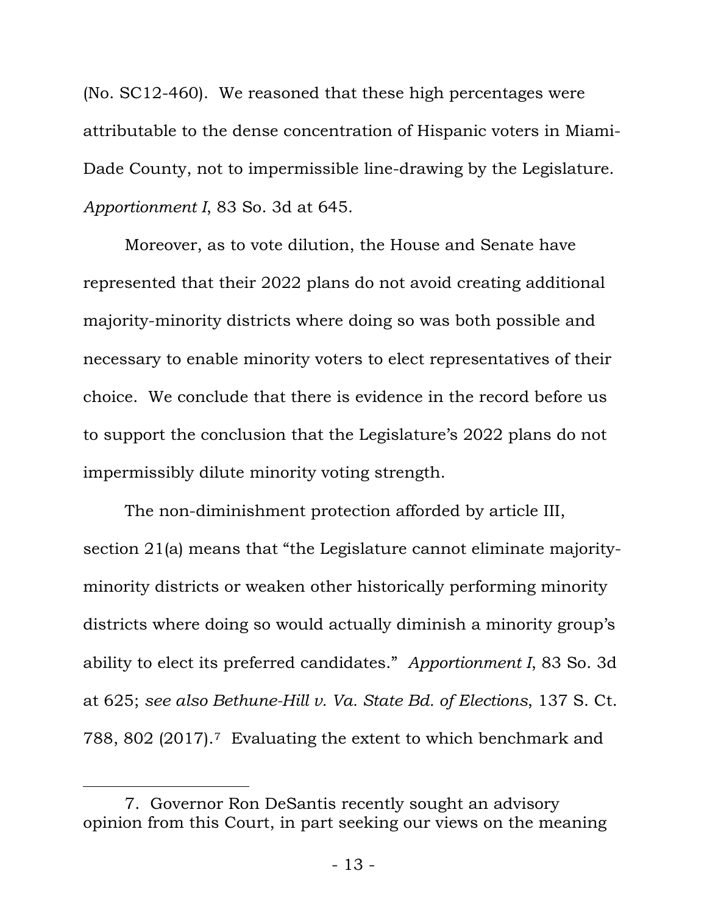(No. SC12-460). We reasoned that these high percentages were attributable to the dense concentration of Hispanic voters in Miami-Dade County, not to impermissible line-drawing by the Legislature. *Apportionment I*, 83 So. 3d at 645.

Moreover, as to vote dilution, the House and Senate have represented that their 2022 plans do not avoid creating additional majority-minority districts where doing so was both possible and necessary to enable minority voters to elect representatives of their choice. We conclude that there is evidence in the record before us to support the conclusion that the Legislature's 2022 plans do not impermissibly dilute minority voting strength.

The non-diminishment protection afforded by article III, section 21(a) means that "the Legislature cannot eliminate majority-minority districts or weaken other historically performing minority districts where doing so would actually diminish a minority group's ability to elect its preferred candidates." *Apportionment I*, 83 So. 3d at 625; *see also Bethune-Hill v. Va. State Bd. of Elections*, 137 S. Ct. 788, 802 (2017).[7] Evaluating the extent to which benchmark and

---

7. Governor Ron DeSantis recently sought an advisory opinion from this Court, in part seeking our views on the meaning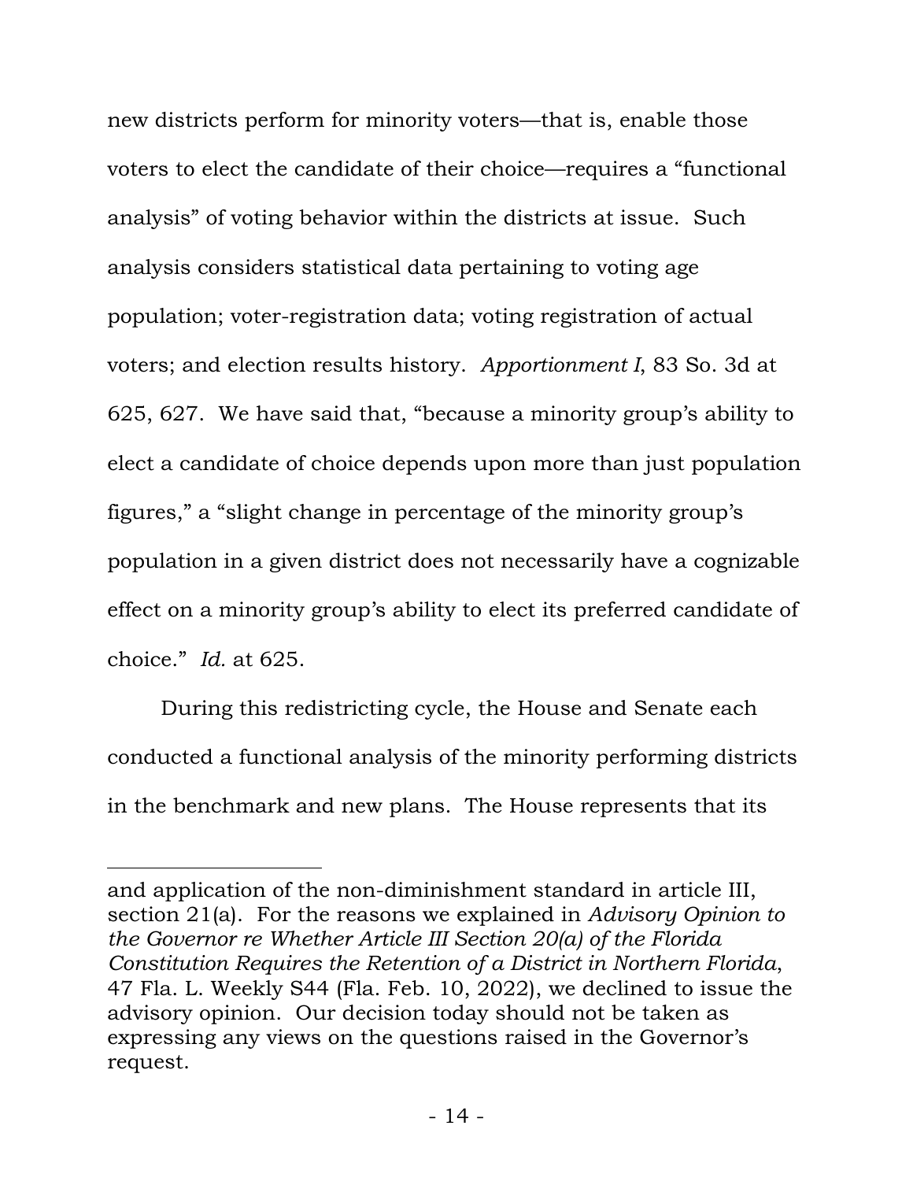new districts perform for minority voters—that is, enable those voters to elect the candidate of their choice—requires a "functional analysis" of voting behavior within the districts at issue. Such analysis considers statistical data pertaining to voting age population; voter-registration data; voting registration of actual voters; and election results history. *Apportionment I*, 83 So. 3d at 625, 627. We have said that, "because a minority group's ability to elect a candidate of choice depends upon more than just population figures," a "slight change in percentage of the minority group's population in a given district does not necessarily have a cognizable effect on a minority group's ability to elect its preferred candidate of choice." *Id.* at 625.

During this redistricting cycle, the House and Senate each conducted a functional analysis of the minority performing districts in the benchmark and new plans. The House represents that its

---

and application of the non-diminishment standard in article III, section 21(a). For the reasons we explained in *Advisory Opinion to the Governor re Whether Article III Section 20(a) of the Florida Constitution Requires the Retention of a District in Northern Florida*, 47 Fla. L. Weekly S44 (Fla. Feb. 10, 2022), we declined to issue the advisory opinion. Our decision today should not be taken as expressing any views on the questions raised in the Governor's request.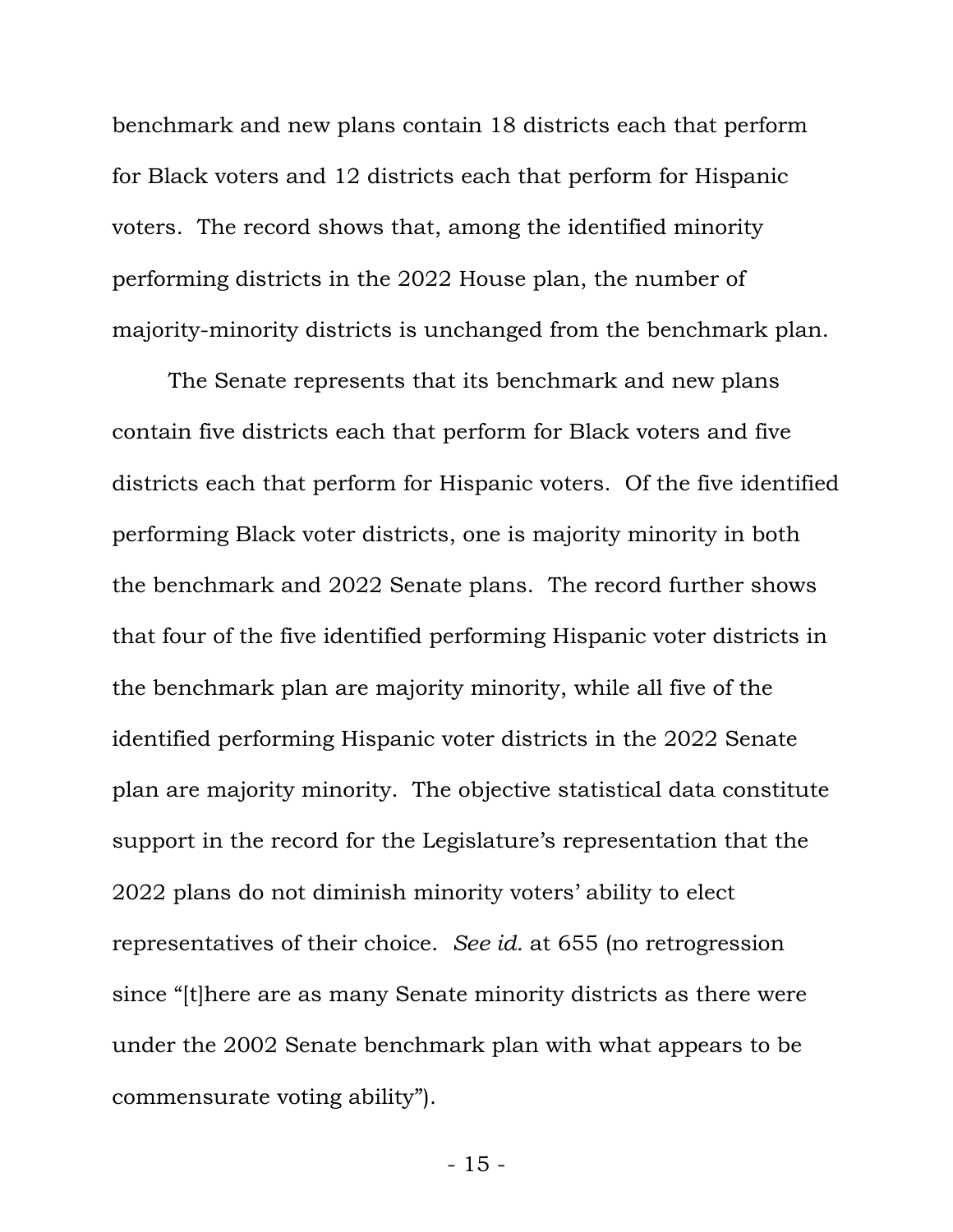benchmark and new plans contain 18 districts each that perform for Black voters and 12 districts each that perform for Hispanic voters. The record shows that, among the identified minority performing districts in the 2022 House plan, the number of majority-minority districts is unchanged from the benchmark plan.

The Senate represents that its benchmark and new plans contain five districts each that perform for Black voters and five districts each that perform for Hispanic voters. Of the five identified performing Black voter districts, one is majority minority in both the benchmark and 2022 Senate plans. The record further shows that four of the five identified performing Hispanic voter districts in the benchmark plan are majority minority, while all five of the identified performing Hispanic voter districts in the 2022 Senate plan are majority minority. The objective statistical data constitute support in the record for the Legislature's representation that the 2022 plans do not diminish minority voters' ability to elect representatives of their choice. *See id.* at 655 (no retrogression since "[t]here are as many Senate minority districts as there were under the 2002 Senate benchmark plan with what appears to be commensurate voting ability").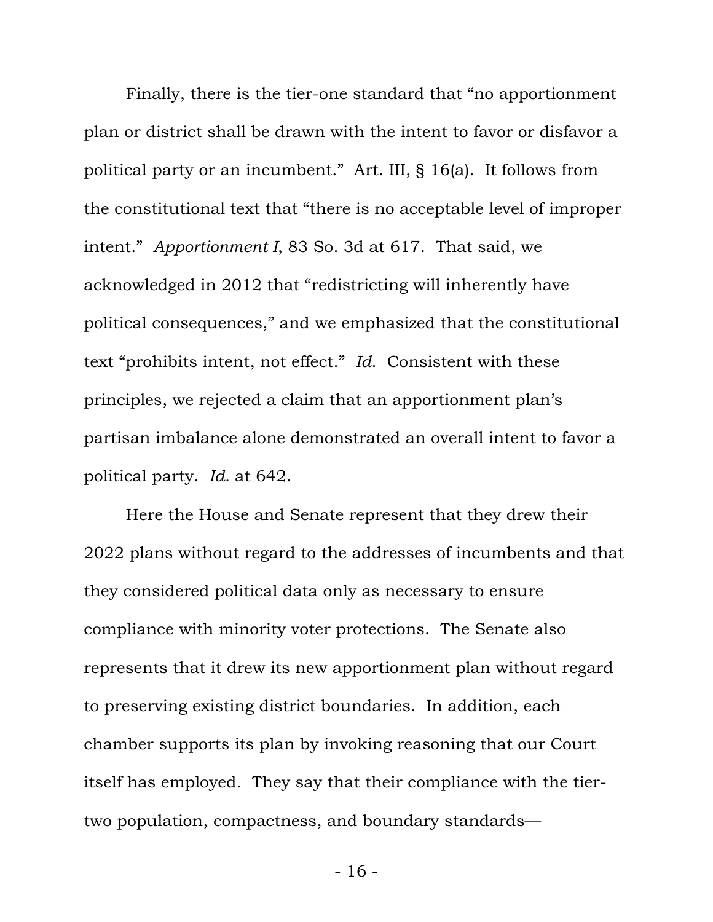Finally, there is the tier-one standard that "no apportionment plan or district shall be drawn with the intent to favor or disfavor a political party or an incumbent." Art. III, § 16(a). It follows from the constitutional text that "there is no acceptable level of improper intent." *Apportionment I*, 83 So. 3d at 617. That said, we acknowledged in 2012 that "redistricting will inherently have political consequences," and we emphasized that the constitutional text "prohibits intent, not effect." *Id.* Consistent with these principles, we rejected a claim that an apportionment plan's partisan imbalance alone demonstrated an overall intent to favor a political party. *Id.* at 642.

Here the House and Senate represent that they drew their 2022 plans without regard to the addresses of incumbents and that they considered political data only as necessary to ensure compliance with minority voter protections. The Senate also represents that it drew its new apportionment plan without regard to preserving existing district boundaries. In addition, each chamber supports its plan by invoking reasoning that our Court itself has employed. They say that their compliance with the tier-two population, compactness, and boundary standards—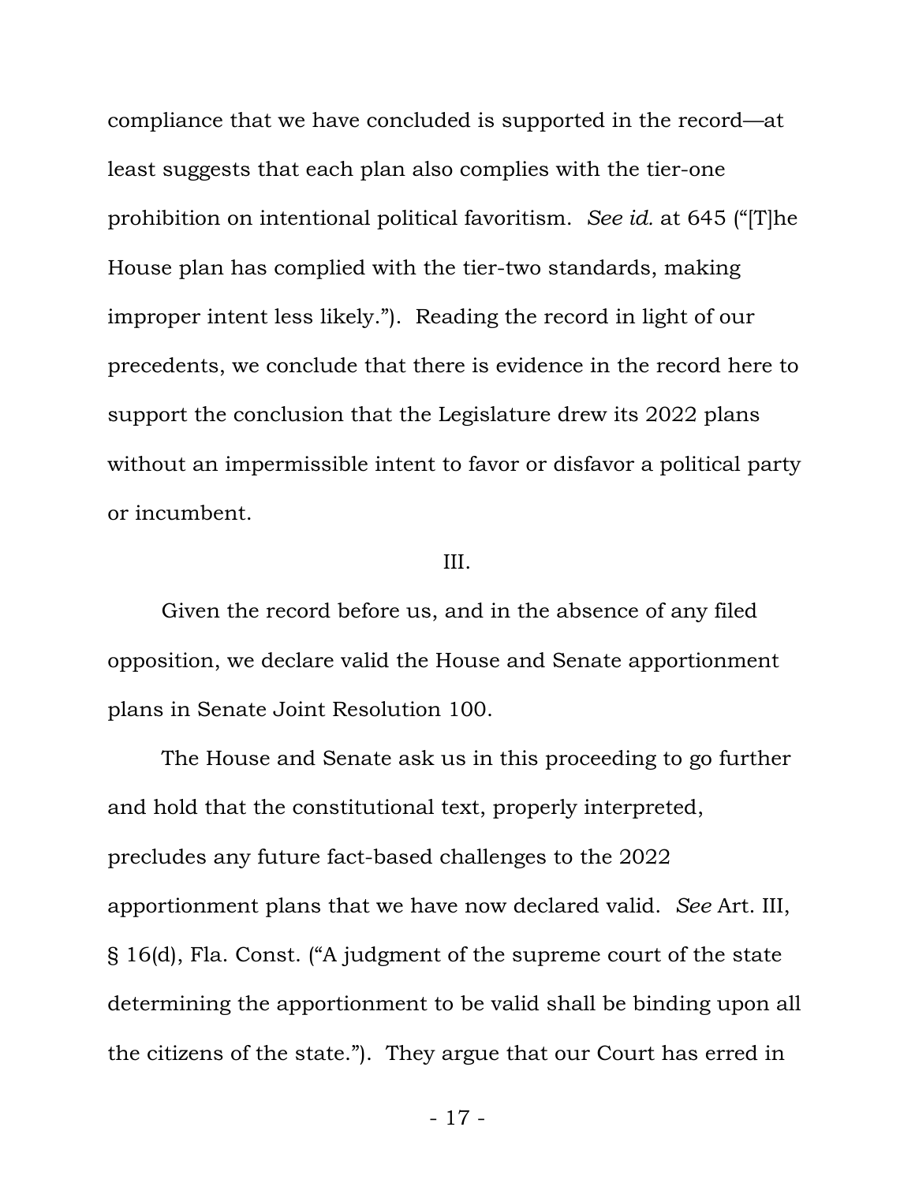compliance that we have concluded is supported in the record—at least suggests that each plan also complies with the tier-one prohibition on intentional political favoritism. *See id.* at 645 ("[T]he House plan has complied with the tier-two standards, making improper intent less likely."). Reading the record in light of our precedents, we conclude that there is evidence in the record here to support the conclusion that the Legislature drew its 2022 plans without an impermissible intent to favor or disfavor a political party or incumbent.

## III.

Given the record before us, and in the absence of any filed opposition, we declare valid the House and Senate apportionment plans in Senate Joint Resolution 100.

The House and Senate ask us in this proceeding to go further and hold that the constitutional text, properly interpreted, precludes any future fact-based challenges to the 2022 apportionment plans that we have now declared valid. *See* Art. III, § 16(d), Fla. Const. ("A judgment of the supreme court of the state determining the apportionment to be valid shall be binding upon all the citizens of the state."). They argue that our Court has erred in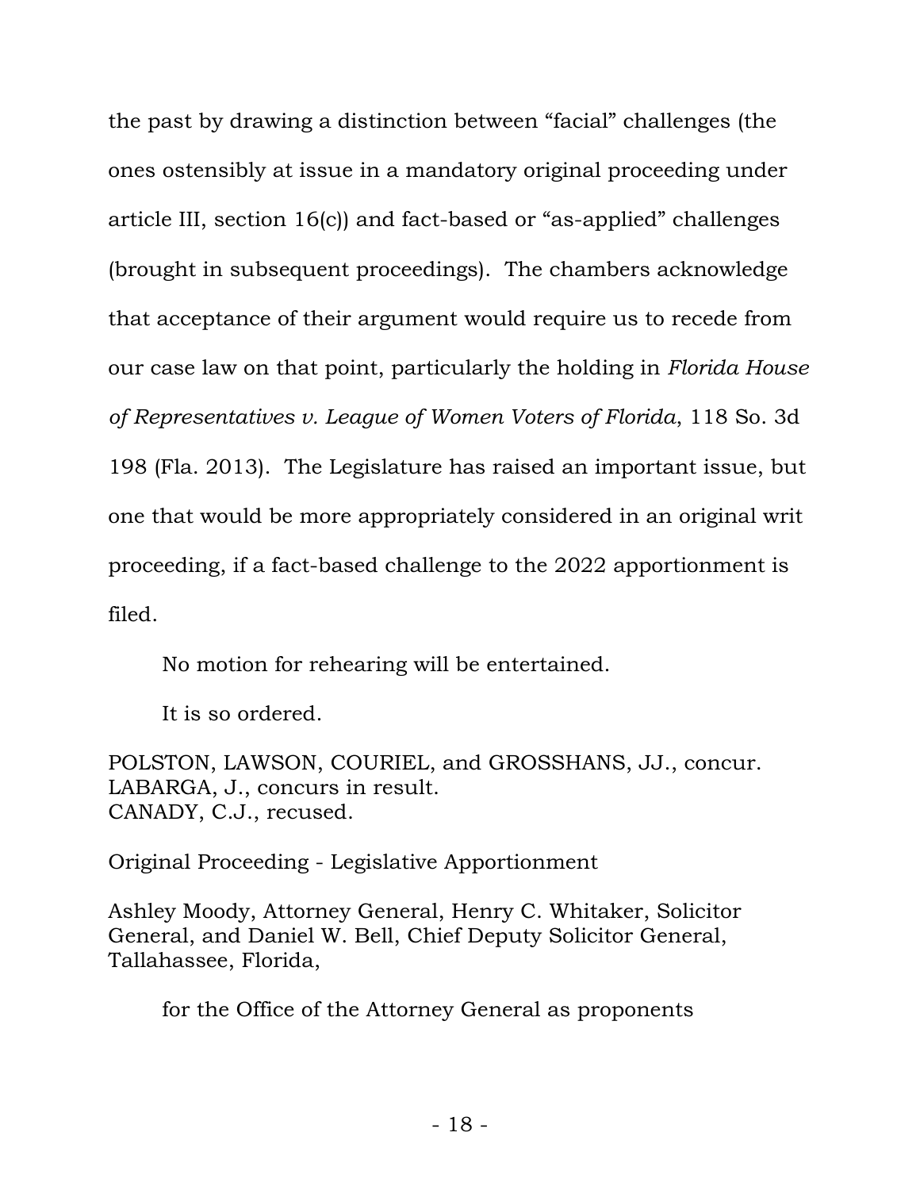the past by drawing a distinction between “facial” challenges (the ones ostensibly at issue in a mandatory original proceeding under article III, section 16(c)) and fact-based or “as-applied” challenges (brought in subsequent proceedings). The chambers acknowledge that acceptance of their argument would require us to recede from our case law on that point, particularly the holding in *Florida House of Representatives v. League of Women Voters of Florida*, 118 So. 3d 198 (Fla. 2013). The Legislature has raised an important issue, but one that would be more appropriately considered in an original writ proceeding, if a fact-based challenge to the 2022 apportionment is filed.

No motion for rehearing will be entertained.

It is so ordered.

POLSTON, LAWSON, COURIEL, and GROSSHANS, JJ., concur.
LABARGA, J., concurs in result.
CANADY, C.J., recused.

Original Proceeding - Legislative Apportionment

Ashley Moody, Attorney General, Henry C. Whitaker, Solicitor General, and Daniel W. Bell, Chief Deputy Solicitor General, Tallahassee, Florida,

for the Office of the Attorney General as proponents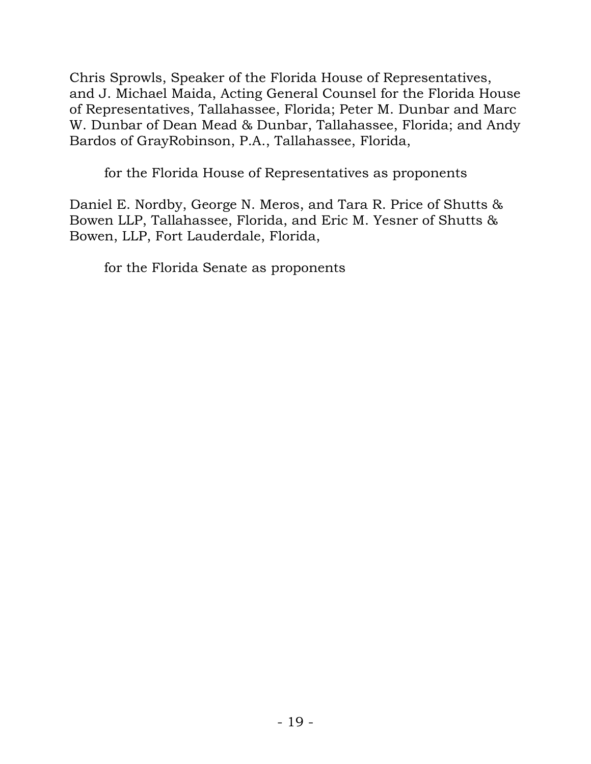Chris Sprowls, Speaker of the Florida House of Representatives, and J. Michael Maida, Acting General Counsel for the Florida House of Representatives, Tallahassee, Florida; Peter M. Dunbar and Marc W. Dunbar of Dean Mead & Dunbar, Tallahassee, Florida; and Andy Bardos of GrayRobinson, P.A., Tallahassee, Florida,

for the Florida House of Representatives as proponents

Daniel E. Nordby, George N. Meros, and Tara R. Price of Shutts & Bowen LLP, Tallahassee, Florida, and Eric M. Yesner of Shutts & Bowen, LLP, Fort Lauderdale, Florida,

for the Florida Senate as proponents